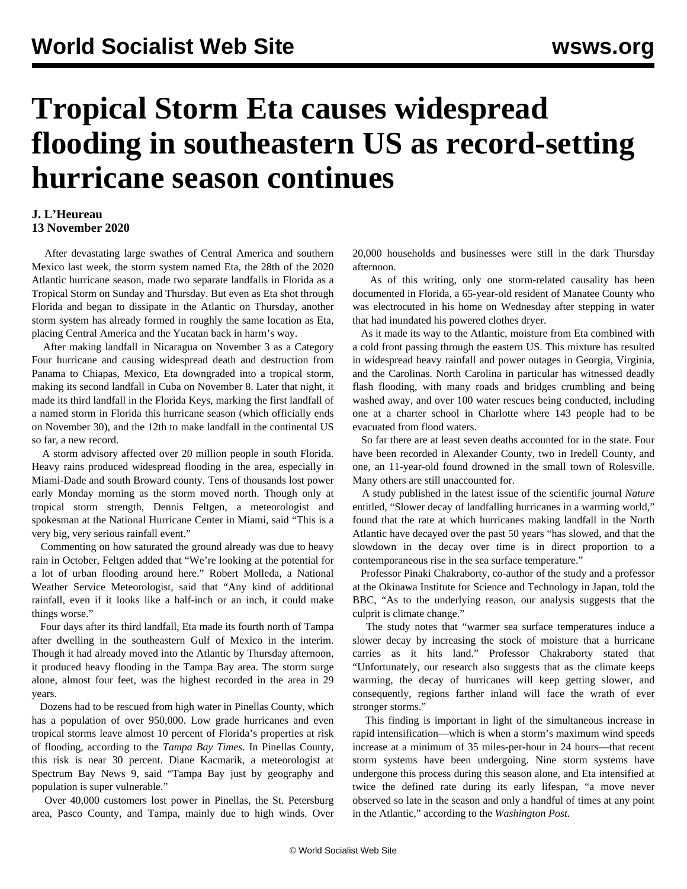# Tropical Storm Eta causes widespread flooding in southeastern US as record-setting hurricane season continues

**J. L'Heureau**
**13 November 2020**

After devastating large swathes of Central America and southern Mexico last week, the storm system named Eta, the 28th of the 2020 Atlantic hurricane season, made two separate landfalls in Florida as a Tropical Storm on Sunday and Thursday. But even as Eta shot through Florida and began to dissipate in the Atlantic on Thursday, another storm system has already formed in roughly the same location as Eta, placing Central America and the Yucatan back in harm's way.

After making landfall in Nicaragua on November 3 as a Category Four hurricane and causing widespread death and destruction from Panama to Chiapas, Mexico, Eta downgraded into a tropical storm, making its second landfall in Cuba on November 8. Later that night, it made its third landfall in the Florida Keys, marking the first landfall of a named storm in Florida this hurricane season (which officially ends on November 30), and the 12th to make landfall in the continental US so far, a new record.

A storm advisory affected over 20 million people in south Florida. Heavy rains produced widespread flooding in the area, especially in Miami-Dade and south Broward county. Tens of thousands lost power early Monday morning as the storm moved north. Though only at tropical storm strength, Dennis Feltgen, a meteorologist and spokesman at the National Hurricane Center in Miami, said "This is a very big, very serious rainfall event."

Commenting on how saturated the ground already was due to heavy rain in October, Feltgen added that "We're looking at the potential for a lot of urban flooding around here." Robert Molleda, a National Weather Service Meteorologist, said that "Any kind of additional rainfall, even if it looks like a half-inch or an inch, it could make things worse."

Four days after its third landfall, Eta made its fourth north of Tampa after dwelling in the southeastern Gulf of Mexico in the interim. Though it had already moved into the Atlantic by Thursday afternoon, it produced heavy flooding in the Tampa Bay area. The storm surge alone, almost four feet, was the highest recorded in the area in 29 years.

Dozens had to be rescued from high water in Pinellas County, which has a population of over 950,000. Low grade hurricanes and even tropical storms leave almost 10 percent of Florida's properties at risk of flooding, according to the *Tampa Bay Times*. In Pinellas County, this risk is near 30 percent. Diane Kacmarik, a meteorologist at Spectrum Bay News 9, said "Tampa Bay just by geography and population is super vulnerable."

Over 40,000 customers lost power in Pinellas, the St. Petersburg area, Pasco County, and Tampa, mainly due to high winds. Over 20,000 households and businesses were still in the dark Thursday afternoon.

As of this writing, only one storm-related causality has been documented in Florida, a 65-year-old resident of Manatee County who was electrocuted in his home on Wednesday after stepping in water that had inundated his powered clothes dryer.

As it made its way to the Atlantic, moisture from Eta combined with a cold front passing through the eastern US. This mixture has resulted in widespread heavy rainfall and power outages in Georgia, Virginia, and the Carolinas. North Carolina in particular has witnessed deadly flash flooding, with many roads and bridges crumbling and being washed away, and over 100 water rescues being conducted, including one at a charter school in Charlotte where 143 people had to be evacuated from flood waters.

So far there are at least seven deaths accounted for in the state. Four have been recorded in Alexander County, two in Iredell County, and one, an 11-year-old found drowned in the small town of Rolesville. Many others are still unaccounted for.

A study published in the latest issue of the scientific journal *Nature* entitled, "Slower decay of landfalling hurricanes in a warming world," found that the rate at which hurricanes making landfall in the North Atlantic have decayed over the past 50 years "has slowed, and that the slowdown in the decay over time is in direct proportion to a contemporaneous rise in the sea surface temperature."

Professor Pinaki Chakraborty, co-author of the study and a professor at the Okinawa Institute for Science and Technology in Japan, told the BBC, "As to the underlying reason, our analysis suggests that the culprit is climate change."

The study notes that "warmer sea surface temperatures induce a slower decay by increasing the stock of moisture that a hurricane carries as it hits land." Professor Chakraborty stated that "Unfortunately, our research also suggests that as the climate keeps warming, the decay of hurricanes will keep getting slower, and consequently, regions farther inland will face the wrath of ever stronger storms."

This finding is important in light of the simultaneous increase in rapid intensification—which is when a storm's maximum wind speeds increase at a minimum of 35 miles-per-hour in 24 hours—that recent storm systems have been undergoing. Nine storm systems have undergone this process during this season alone, and Eta intensified at twice the defined rate during its early lifespan, "a move never observed so late in the season and only a handful of times at any point in the Atlantic," according to the *Washington Post.*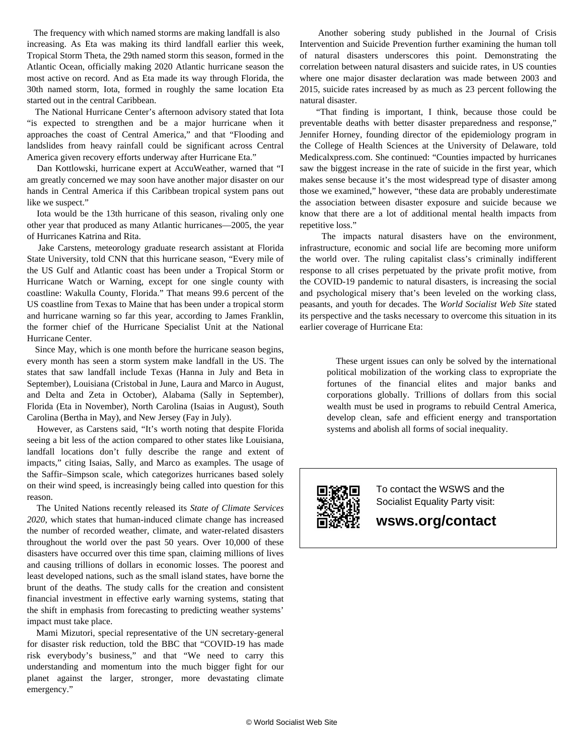The frequency with which named storms are making landfall is also increasing. As Eta was making its third landfall earlier this week, Tropical Storm Theta, the 29th named storm this season, formed in the Atlantic Ocean, officially making 2020 Atlantic hurricane season the most active on record. And as Eta made its way through Florida, the 30th named storm, Iota, formed in roughly the same location Eta started out in the central Caribbean.

The National Hurricane Center's afternoon advisory stated that Iota "is expected to strengthen and be a major hurricane when it approaches the coast of Central America," and that "Flooding and landslides from heavy rainfall could be significant across Central America given recovery efforts underway after Hurricane Eta."

Dan Kottlowski, hurricane expert at AccuWeather, warned that "I am greatly concerned we may soon have another major disaster on our hands in Central America if this Caribbean tropical system pans out like we suspect."

Iota would be the 13th hurricane of this season, rivaling only one other year that produced as many Atlantic hurricanes—2005, the year of Hurricanes Katrina and Rita.

Jake Carstens, meteorology graduate research assistant at Florida State University, told CNN that this hurricane season, "Every mile of the US Gulf and Atlantic coast has been under a Tropical Storm or Hurricane Watch or Warning, except for one single county with coastline: Wakulla County, Florida." That means 99.6 percent of the US coastline from Texas to Maine that has been under a tropical storm and hurricane warning so far this year, according to James Franklin, the former chief of the Hurricane Specialist Unit at the National Hurricane Center.

Since May, which is one month before the hurricane season begins, every month has seen a storm system make landfall in the US. The states that saw landfall include Texas (Hanna in July and Beta in September), Louisiana (Cristobal in June, Laura and Marco in August, and Delta and Zeta in October), Alabama (Sally in September), Florida (Eta in November), North Carolina (Isaias in August), South Carolina (Bertha in May), and New Jersey (Fay in July).

However, as Carstens said, "It's worth noting that despite Florida seeing a bit less of the action compared to other states like Louisiana, landfall locations don't fully describe the range and extent of impacts," citing Isaias, Sally, and Marco as examples. The usage of the Saffir–Simpson scale, which categorizes hurricanes based solely on their wind speed, is increasingly being called into question for this reason.

The United Nations recently released its *State of Climate Services 2020*, which states that human-induced climate change has increased the number of recorded weather, climate, and water-related disasters throughout the world over the past 50 years. Over 10,000 of these disasters have occurred over this time span, claiming millions of lives and causing trillions of dollars in economic losses. The poorest and least developed nations, such as the small island states, have borne the brunt of the deaths. The study calls for the creation and consistent financial investment in effective early warning systems, stating that the shift in emphasis from forecasting to predicting weather systems' impact must take place.

Mami Mizutori, special representative of the UN secretary-general for disaster risk reduction, told the BBC that "COVID-19 has made risk everybody's business," and that "We need to carry this understanding and momentum into the much bigger fight for our planet against the larger, stronger, more devastating climate emergency."

Another sobering study published in the Journal of Crisis Intervention and Suicide Prevention further examining the human toll of natural disasters underscores this point. Demonstrating the correlation between natural disasters and suicide rates, in US counties where one major disaster declaration was made between 2003 and 2015, suicide rates increased by as much as 23 percent following the natural disaster.

"That finding is important, I think, because those could be preventable deaths with better disaster preparedness and response," Jennifer Horney, founding director of the epidemiology program in the College of Health Sciences at the University of Delaware, told Medicalxpress.com. She continued: "Counties impacted by hurricanes saw the biggest increase in the rate of suicide in the first year, which makes sense because it's the most widespread type of disaster among those we examined," however, "these data are probably underestimate the association between disaster exposure and suicide because we know that there are a lot of additional mental health impacts from repetitive loss."

The impacts natural disasters have on the environment, infrastructure, economic and social life are becoming more uniform the world over. The ruling capitalist class's criminally indifferent response to all crises perpetuated by the private profit motive, from the COVID-19 pandemic to natural disasters, is increasing the social and psychological misery that's been leveled on the working class, peasants, and youth for decades. The *World Socialist Web Site* stated its perspective and the tasks necessary to overcome this situation in its earlier coverage of Hurricane Eta:

> These urgent issues can only be solved by the international political mobilization of the working class to expropriate the fortunes of the financial elites and major banks and corporations globally. Trillions of dollars from this social wealth must be used in programs to rebuild Central America, develop clean, safe and efficient energy and transportation systems and abolish all forms of social inequality.

To contact the WSWS and the Socialist Equality Party visit:

**wsws.org/contact**